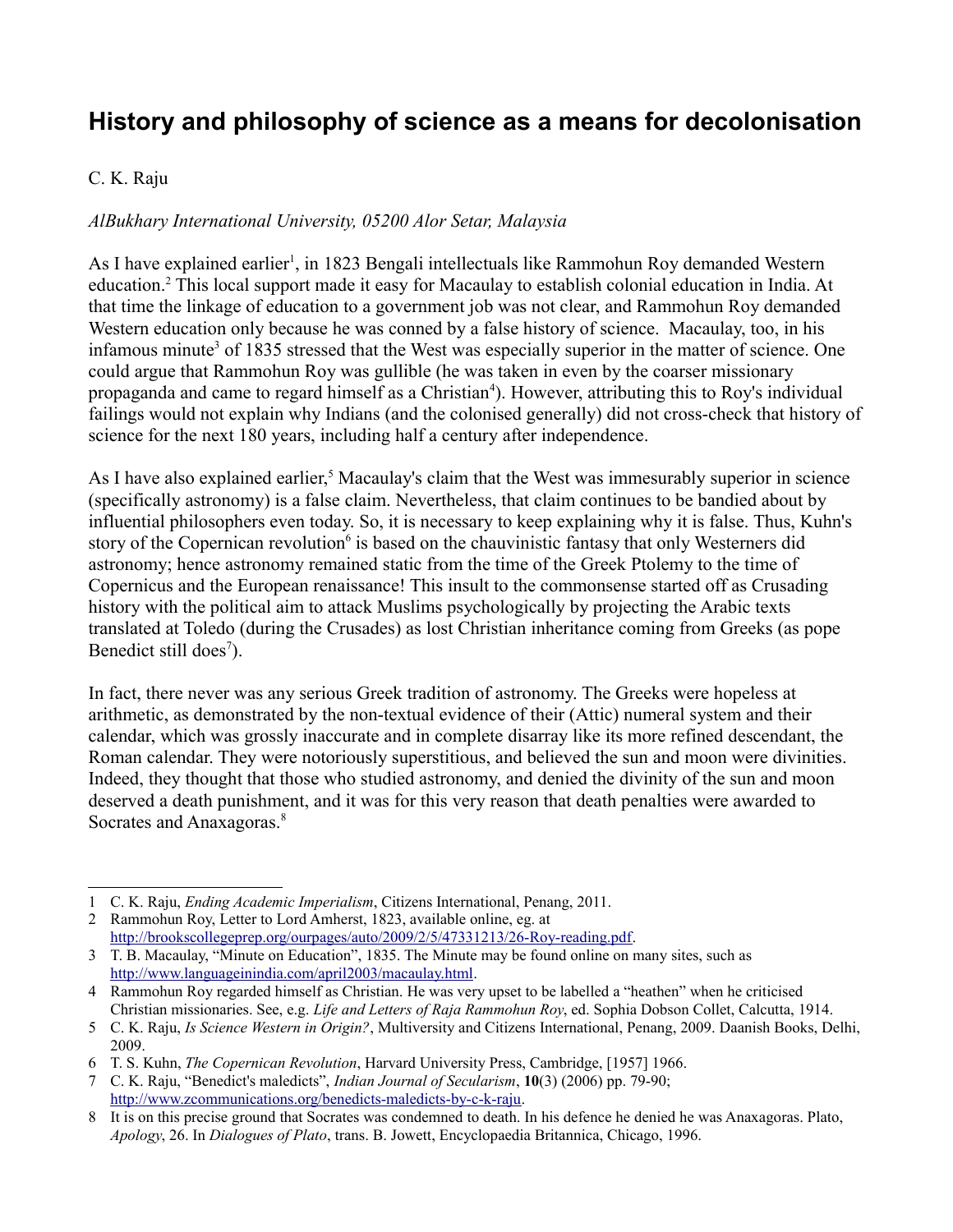# History and philosophy of science as a means for decolonisation

C. K. Raju

*AlBukhary International University, 05200 Alor Setar, Malaysia*

As I have explained earlier[1], in 1823 Bengali intellectuals like Rammohun Roy demanded Western education.[2] This local support made it easy for Macaulay to establish colonial education in India. At that time the linkage of education to a government job was not clear, and Rammohun Roy demanded Western education only because he was conned by a false history of science. Macaulay, too, in his infamous minute[3] of 1835 stressed that the West was especially superior in the matter of science. One could argue that Rammohun Roy was gullible (he was taken in even by the coarser missionary propaganda and came to regard himself as a Christian[4]). However, attributing this to Roy's individual failings would not explain why Indians (and the colonised generally) did not cross-check that history of science for the next 180 years, including half a century after independence.

As I have also explained earlier,[5] Macaulay's claim that the West was immesurably superior in science (specifically astronomy) is a false claim. Nevertheless, that claim continues to be bandied about by influential philosophers even today. So, it is necessary to keep explaining why it is false. Thus, Kuhn's story of the Copernican revolution[6] is based on the chauvinistic fantasy that only Westerners did astronomy; hence astronomy remained static from the time of the Greek Ptolemy to the time of Copernicus and the European renaissance! This insult to the commonsense started off as Crusading history with the political aim to attack Muslims psychologically by projecting the Arabic texts translated at Toledo (during the Crusades) as lost Christian inheritance coming from Greeks (as pope Benedict still does[7]).

In fact, there never was any serious Greek tradition of astronomy. The Greeks were hopeless at arithmetic, as demonstrated by the non-textual evidence of their (Attic) numeral system and their calendar, which was grossly inaccurate and in complete disarray like its more refined descendant, the Roman calendar. They were notoriously superstitious, and believed the sun and moon were divinities. Indeed, they thought that those who studied astronomy, and denied the divinity of the sun and moon deserved a death punishment, and it was for this very reason that death penalties were awarded to Socrates and Anaxagoras.[8]

---

1 C. K. Raju, *Ending Academic Imperialism*, Citizens International, Penang, 2011.

2 Rammohun Roy, Letter to Lord Amherst, 1823, available online, eg. at http://brookscollegeprep.org/ourpages/auto/2009/2/5/47331213/26-Roy-reading.pdf.

3 T. B. Macaulay, "Minute on Education", 1835. The Minute may be found online on many sites, such as http://www.languageinindia.com/april2003/macaulay.html.

4 Rammohun Roy regarded himself as Christian. He was very upset to be labelled a "heathen" when he criticised Christian missionaries. See, e.g. *Life and Letters of Raja Rammohun Roy*, ed. Sophia Dobson Collet, Calcutta, 1914.

5 C. K. Raju, *Is Science Western in Origin?*, Multiversity and Citizens International, Penang, 2009. Daanish Books, Delhi, 2009.

6 T. S. Kuhn, *The Copernican Revolution*, Harvard University Press, Cambridge, [1957] 1966.

7 C. K. Raju, "Benedict's maledicts", *Indian Journal of Secularism*, **10**(3) (2006) pp. 79-90; http://www.zcommunications.org/benedicts-maledicts-by-c-k-raju.

8 It is on this precise ground that Socrates was condemned to death. In his defence he denied he was Anaxagoras. Plato, *Apology*, 26. In *Dialogues of Plato*, trans. B. Jowett, Encyclopaedia Britannica, Chicago, 1996.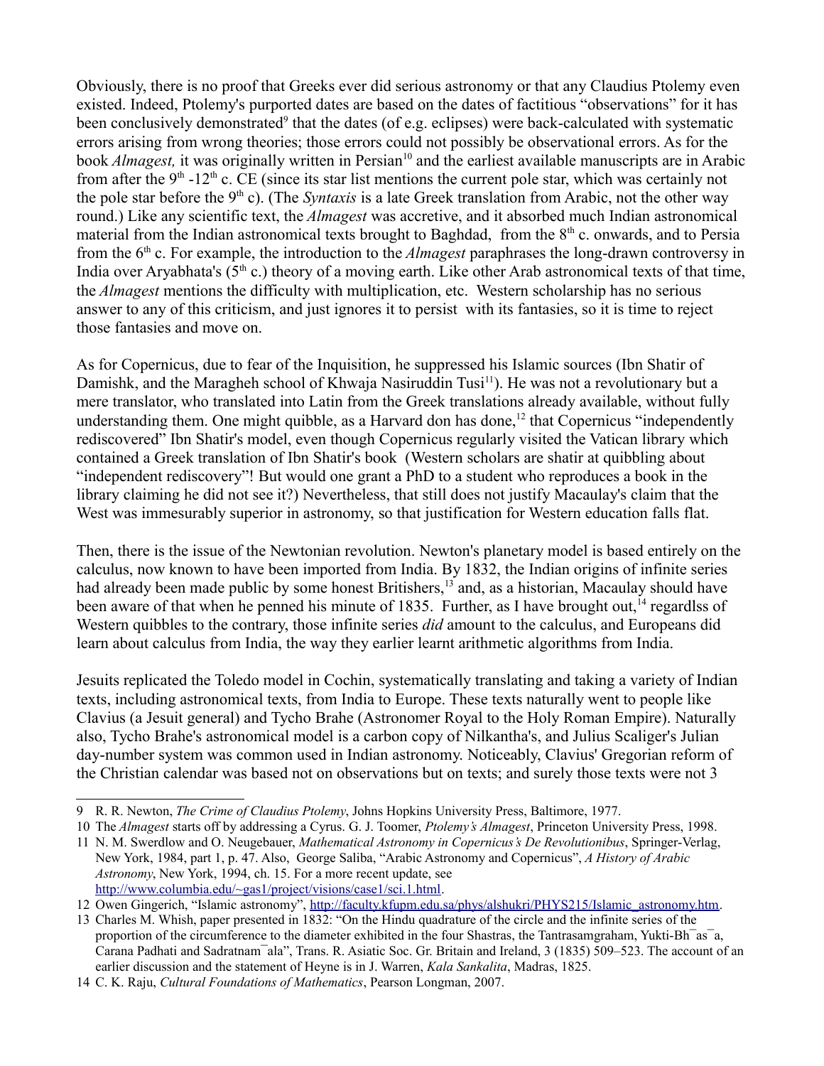Obviously, there is no proof that Greeks ever did serious astronomy or that any Claudius Ptolemy even existed. Indeed, Ptolemy's purported dates are based on the dates of factitious "observations" for it has been conclusively demonstrated[9] that the dates (of e.g. eclipses) were back-calculated with systematic errors arising from wrong theories; those errors could not possibly be observational errors. As for the book *Almagest,* it was originally written in Persian[10] and the earliest available manuscripts are in Arabic from after the 9th -12th c. CE (since its star list mentions the current pole star, which was certainly not the pole star before the 9th c). (The *Syntaxis* is a late Greek translation from Arabic, not the other way round.) Like any scientific text, the *Almagest* was accretive, and it absorbed much Indian astronomical material from the Indian astronomical texts brought to Baghdad, from the 8th c. onwards, and to Persia from the 6th c. For example, the introduction to the *Almagest* paraphrases the long-drawn controversy in India over Aryabhata's (5th c.) theory of a moving earth. Like other Arab astronomical texts of that time, the *Almagest* mentions the difficulty with multiplication, etc. Western scholarship has no serious answer to any of this criticism, and just ignores it to persist with its fantasies, so it is time to reject those fantasies and move on.

As for Copernicus, due to fear of the Inquisition, he suppressed his Islamic sources (Ibn Shatir of Damishk, and the Maragheh school of Khwaja Nasiruddin Tusi[11]). He was not a revolutionary but a mere translator, who translated into Latin from the Greek translations already available, without fully understanding them. One might quibble, as a Harvard don has done,[12] that Copernicus "independently rediscovered" Ibn Shatir's model, even though Copernicus regularly visited the Vatican library which contained a Greek translation of Ibn Shatir's book (Western scholars are shatir at quibbling about "independent rediscovery"! But would one grant a PhD to a student who reproduces a book in the library claiming he did not see it?) Nevertheless, that still does not justify Macaulay's claim that the West was immesurably superior in astronomy, so that justification for Western education falls flat.

Then, there is the issue of the Newtonian revolution. Newton's planetary model is based entirely on the calculus, now known to have been imported from India. By 1832, the Indian origins of infinite series had already been made public by some honest Britishers,[13] and, as a historian, Macaulay should have been aware of that when he penned his minute of 1835. Further, as I have brought out,[14] regardlss of Western quibbles to the contrary, those infinite series *did* amount to the calculus, and Europeans did learn about calculus from India, the way they earlier learnt arithmetic algorithms from India.

Jesuits replicated the Toledo model in Cochin, systematically translating and taking a variety of Indian texts, including astronomical texts, from India to Europe. These texts naturally went to people like Clavius (a Jesuit general) and Tycho Brahe (Astronomer Royal to the Holy Roman Empire). Naturally also, Tycho Brahe's astronomical model is a carbon copy of Nilkantha's, and Julius Scaliger's Julian day-number system was common used in Indian astronomy. Noticeably, Clavius' Gregorian reform of the Christian calendar was based not on observations but on texts; and surely those texts were not 3

---

9 R. R. Newton, *The Crime of Claudius Ptolemy*, Johns Hopkins University Press, Baltimore, 1977.

10 The *Almagest* starts off by addressing a Cyrus. G. J. Toomer, *Ptolemy's Almagest*, Princeton University Press, 1998.

11 N. M. Swerdlow and O. Neugebauer, *Mathematical Astronomy in Copernicus's De Revolutionibus*, Springer-Verlag, New York, 1984, part 1, p. 47. Also, George Saliba, "Arabic Astronomy and Copernicus", *A History of Arabic Astronomy*, New York, 1994, ch. 15. For a more recent update, see http://www.columbia.edu/~gas1/project/visions/case1/sci.1.html.

12 Owen Gingerich, "Islamic astronomy", http://faculty.kfupm.edu.sa/phys/alshukri/PHYS215/Islamic_astronomy.htm.

13 Charles M. Whish, paper presented in 1832: "On the Hindu quadrature of the circle and the infinite series of the proportion of the circumference to the diameter exhibited in the four Shastras, the Tantrasamgraham, Yukti-Bh¯as¯a, Carana Padhati and Sadratnam¯ala", Trans. R. Asiatic Soc. Gr. Britain and Ireland, 3 (1835) 509–523. The account of an earlier discussion and the statement of Heyne is in J. Warren, *Kala Sankalita*, Madras, 1825.

14 C. K. Raju, *Cultural Foundations of Mathematics*, Pearson Longman, 2007.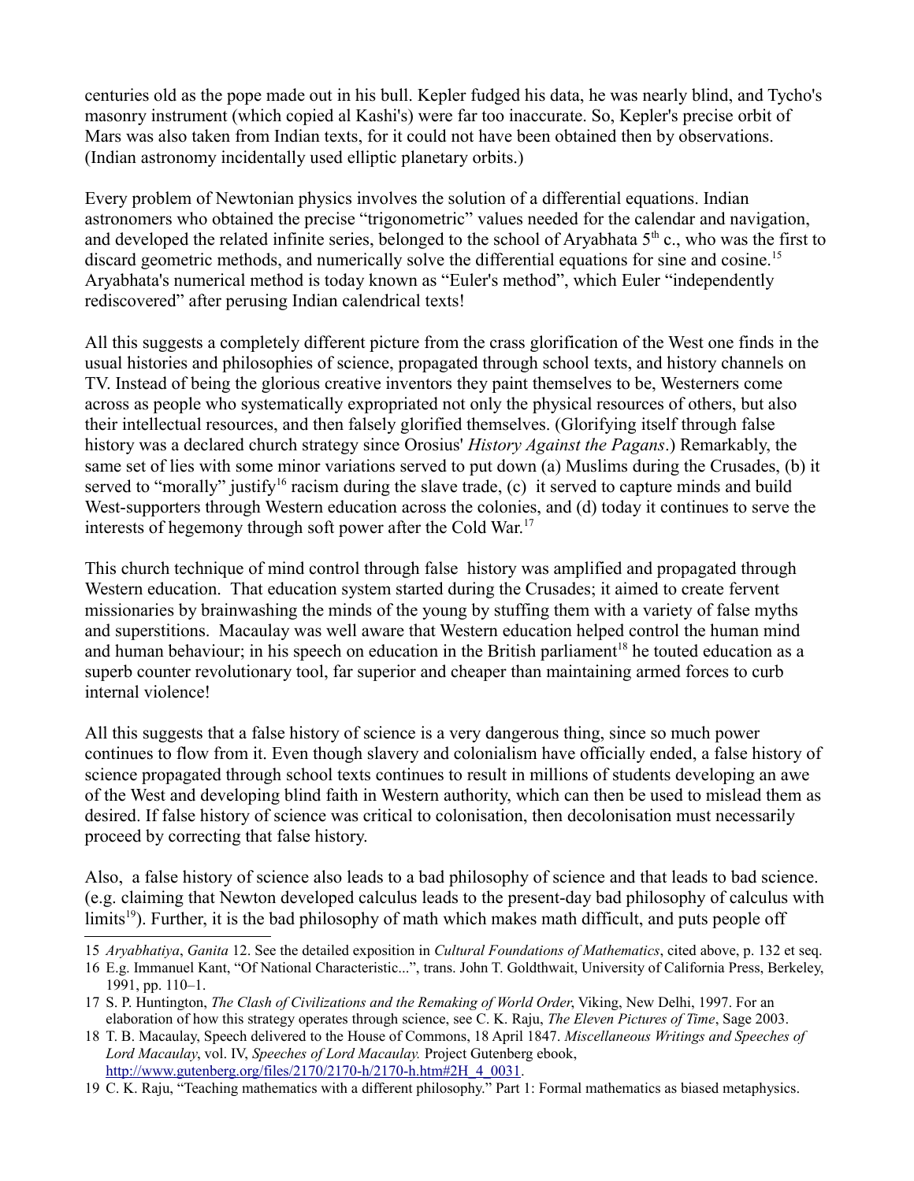centuries old as the pope made out in his bull. Kepler fudged his data, he was nearly blind, and Tycho's masonry instrument (which copied al Kashi's) were far too inaccurate. So, Kepler's precise orbit of Mars was also taken from Indian texts, for it could not have been obtained then by observations. (Indian astronomy incidentally used elliptic planetary orbits.)

Every problem of Newtonian physics involves the solution of a differential equations. Indian astronomers who obtained the precise "trigonometric" values needed for the calendar and navigation, and developed the related infinite series, belonged to the school of Aryabhata 5th c., who was the first to discard geometric methods, and numerically solve the differential equations for sine and cosine.[15] Aryabhata's numerical method is today known as "Euler's method", which Euler "independently rediscovered" after perusing Indian calendrical texts!

All this suggests a completely different picture from the crass glorification of the West one finds in the usual histories and philosophies of science, propagated through school texts, and history channels on TV. Instead of being the glorious creative inventors they paint themselves to be, Westerners come across as people who systematically expropriated not only the physical resources of others, but also their intellectual resources, and then falsely glorified themselves. (Glorifying itself through false history was a declared church strategy since Orosius' *History Against the Pagans*.) Remarkably, the same set of lies with some minor variations served to put down (a) Muslims during the Crusades, (b) it served to "morally" justify[16] racism during the slave trade, (c) it served to capture minds and build West-supporters through Western education across the colonies, and (d) today it continues to serve the interests of hegemony through soft power after the Cold War.[17]

This church technique of mind control through false history was amplified and propagated through Western education. That education system started during the Crusades; it aimed to create fervent missionaries by brainwashing the minds of the young by stuffing them with a variety of false myths and superstitions. Macaulay was well aware that Western education helped control the human mind and human behaviour; in his speech on education in the British parliament[18] he touted education as a superb counter revolutionary tool, far superior and cheaper than maintaining armed forces to curb internal violence!

All this suggests that a false history of science is a very dangerous thing, since so much power continues to flow from it. Even though slavery and colonialism have officially ended, a false history of science propagated through school texts continues to result in millions of students developing an awe of the West and developing blind faith in Western authority, which can then be used to mislead them as desired. If false history of science was critical to colonisation, then decolonisation must necessarily proceed by correcting that false history.

Also, a false history of science also leads to a bad philosophy of science and that leads to bad science. (e.g. claiming that Newton developed calculus leads to the present-day bad philosophy of calculus with limits[19]). Further, it is the bad philosophy of math which makes math difficult, and puts people off

---

15 *Aryabhatiya*, *Ganita* 12. See the detailed exposition in *Cultural Foundations of Mathematics*, cited above, p. 132 et seq.

16 E.g. Immanuel Kant, "Of National Characteristic...", trans. John T. Goldthwait, University of California Press, Berkeley, 1991, pp. 110–1.

17 S. P. Huntington, *The Clash of Civilizations and the Remaking of World Order*, Viking, New Delhi, 1997. For an elaboration of how this strategy operates through science, see C. K. Raju, *The Eleven Pictures of Time*, Sage 2003.

18 T. B. Macaulay, Speech delivered to the House of Commons, 18 April 1847. *Miscellaneous Writings and Speeches of Lord Macaulay*, vol. IV, *Speeches of Lord Macaulay.* Project Gutenberg ebook, http://www.gutenberg.org/files/2170/2170-h/2170-h.htm#2H_4_0031.

19 C. K. Raju, "Teaching mathematics with a different philosophy." Part 1: Formal mathematics as biased metaphysics.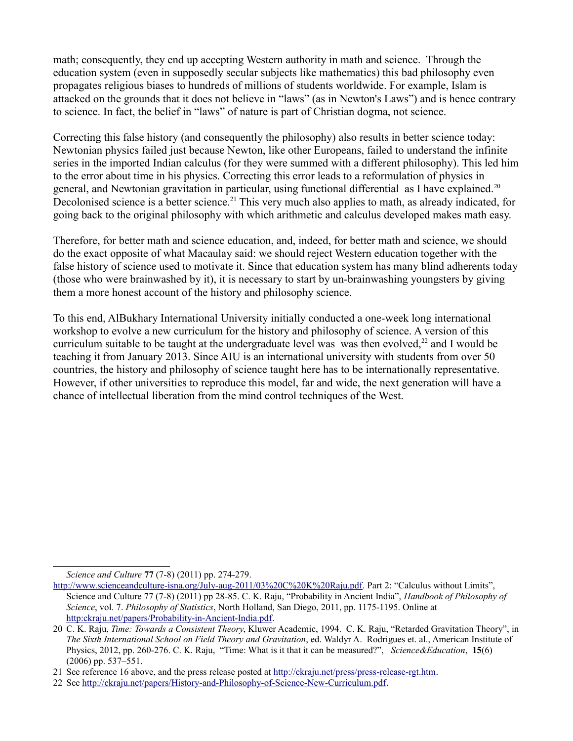math; consequently, they end up accepting Western authority in math and science. Through the education system (even in supposedly secular subjects like mathematics) this bad philosophy even propagates religious biases to hundreds of millions of students worldwide. For example, Islam is attacked on the grounds that it does not believe in "laws" (as in Newton's Laws") and is hence contrary to science. In fact, the belief in "laws" of nature is part of Christian dogma, not science.

Correcting this false history (and consequently the philosophy) also results in better science today: Newtonian physics failed just because Newton, like other Europeans, failed to understand the infinite series in the imported Indian calculus (for they were summed with a different philosophy). This led him to the error about time in his physics. Correcting this error leads to a reformulation of physics in general, and Newtonian gravitation in particular, using functional differential as I have explained.[20] Decolonised science is a better science.[21] This very much also applies to math, as already indicated, for going back to the original philosophy with which arithmetic and calculus developed makes math easy.

Therefore, for better math and science education, and, indeed, for better math and science, we should do the exact opposite of what Macaulay said: we should reject Western education together with the false history of science used to motivate it. Since that education system has many blind adherents today (those who were brainwashed by it), it is necessary to start by un-brainwashing youngsters by giving them a more honest account of the history and philosophy science.

To this end, AlBukhary International University initially conducted a one-week long international workshop to evolve a new curriculum for the history and philosophy of science. A version of this curriculum suitable to be taught at the undergraduate level was was then evolved,[22] and I would be teaching it from January 2013. Since AIU is an international university with students from over 50 countries, the history and philosophy of science taught here has to be internationally representative. However, if other universities to reproduce this model, far and wide, the next generation will have a chance of intellectual liberation from the mind control techniques of the West.

---

*Science and Culture* **77** (7-8) (2011) pp. 274-279. http://www.scienceandculture-isna.org/July-aug-2011/03%20C%20K%20Raju.pdf. Part 2: "Calculus without Limits", Science and Culture 77 (7-8) (2011) pp 28-85. C. K. Raju, "Probability in Ancient India", *Handbook of Philosophy of Science*, vol. 7. *Philosophy of Statistics*, North Holland, San Diego, 2011, pp. 1175-1195. Online at http:ckraju.net/papers/Probability-in-Ancient-India.pdf.

20 C. K. Raju, *Time: Towards a Consistent Theory*, Kluwer Academic, 1994. C. K. Raju, "Retarded Gravitation Theory", in *The Sixth International School on Field Theory and Gravitation*, ed. Waldyr A. Rodrigues et. al., American Institute of Physics, 2012, pp. 260-276. C. K. Raju, "Time: What is it that it can be measured?", *Science&Education*, **15**(6) (2006) pp. 537–551.

21 See reference 16 above, and the press release posted at http://ckraju.net/press/press-release-rgt.htm.

22 See http://ckraju.net/papers/History-and-Philosophy-of-Science-New-Curriculum.pdf.